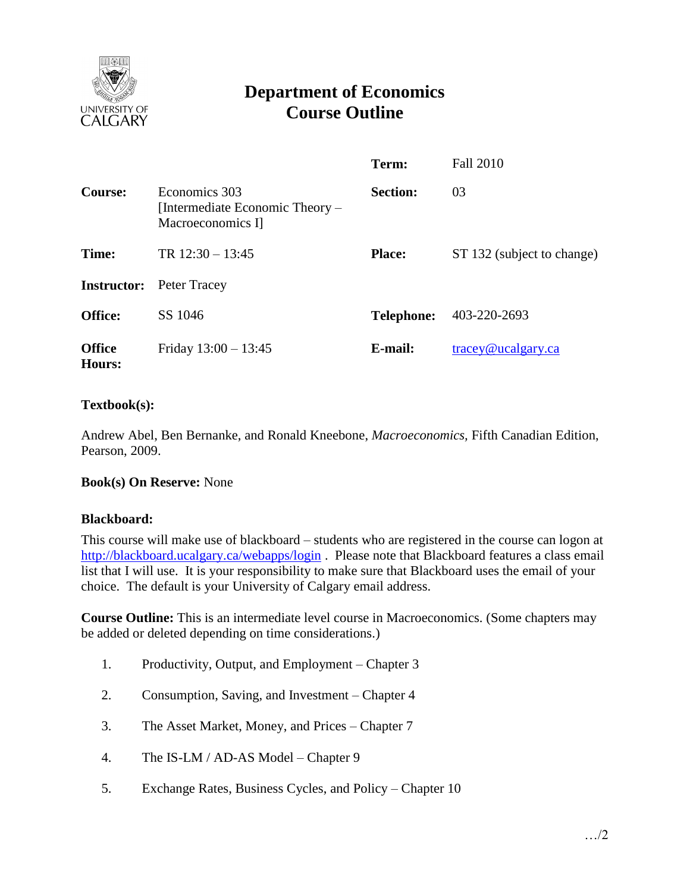# Department of Economics
# Course Outline

| | | | |
|---|---|---|---|
| **Course:** | Economics 303 [Intermediate Economic Theory – Macroeconomics I] | **Term:** | Fall 2010 |
| | | **Section:** | 03 |
| **Time:** | TR 12:30 – 13:45 | **Place:** | ST 132 (subject to change) |
| **Instructor:** | Peter Tracey | | |
| **Office:** | SS 1046 | **Telephone:** | 403-220-2693 |
| **Office Hours:** | Friday 13:00 – 13:45 | **E-mail:** | tracey@ucalgary.ca |

**Textbook(s):**

Andrew Abel, Ben Bernanke, and Ronald Kneebone, *Macroeconomics*, Fifth Canadian Edition, Pearson, 2009.

**Book(s) On Reserve:** None

**Blackboard:**

This course will make use of blackboard – students who are registered in the course can logon at http://blackboard.ucalgary.ca/webapps/login . Please note that Blackboard features a class email list that I will use. It is your responsibility to make sure that Blackboard uses the email of your choice. The default is your University of Calgary email address.

**Course Outline:** This is an intermediate level course in Macroeconomics. (Some chapters may be added or deleted depending on time considerations.)

1. Productivity, Output, and Employment – Chapter 3
2. Consumption, Saving, and Investment – Chapter 4
3. The Asset Market, Money, and Prices – Chapter 7
4. The IS-LM / AD-AS Model – Chapter 9
5. Exchange Rates, Business Cycles, and Policy – Chapter 10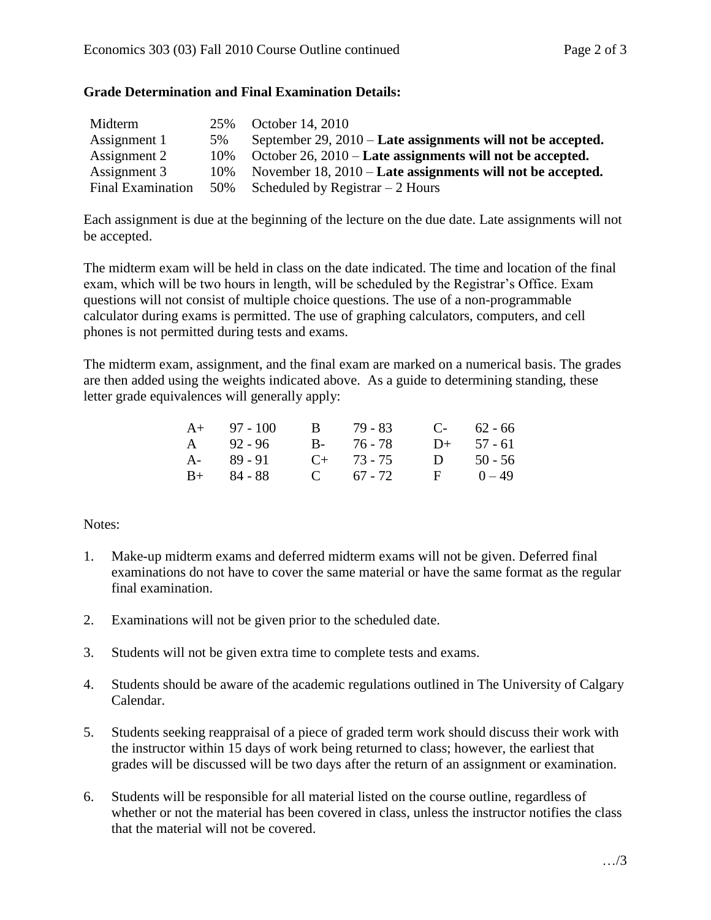**Grade Determination and Final Examination Details:**

| | | |
|---|---|---|
| Midterm | 25% | October 14, 2010 |
| Assignment 1 | 5% | September 29, 2010 – **Late assignments will not be accepted.** |
| Assignment 2 | 10% | October 26, 2010 – **Late assignments will not be accepted.** |
| Assignment 3 | 10% | November 18, 2010 – **Late assignments will not be accepted.** |
| Final Examination | 50% | Scheduled by Registrar – 2 Hours |

Each assignment is due at the beginning of the lecture on the due date. Late assignments will not be accepted.

The midterm exam will be held in class on the date indicated. The time and location of the final exam, which will be two hours in length, will be scheduled by the Registrar's Office. Exam questions will not consist of multiple choice questions. The use of a non-programmable calculator during exams is permitted. The use of graphing calculators, computers, and cell phones is not permitted during tests and exams.

The midterm exam, assignment, and the final exam are marked on a numerical basis. The grades are then added using the weights indicated above. As a guide to determining standing, these letter grade equivalences will generally apply:

| | | | | | |
|---|---|---|---|---|---|
| A+ | 97 - 100 | B | 79 - 83 | C- | 62 - 66 |
| A | 92 - 96 | B- | 76 - 78 | D+ | 57 - 61 |
| A- | 89 - 91 | C+ | 73 - 75 | D | 50 - 56 |
| B+ | 84 - 88 | C | 67 - 72 | F | 0 – 49 |

Notes:

1. Make-up midterm exams and deferred midterm exams will not be given. Deferred final examinations do not have to cover the same material or have the same format as the regular final examination.

2. Examinations will not be given prior to the scheduled date.

3. Students will not be given extra time to complete tests and exams.

4. Students should be aware of the academic regulations outlined in The University of Calgary Calendar.

5. Students seeking reappraisal of a piece of graded term work should discuss their work with the instructor within 15 days of work being returned to class; however, the earliest that grades will be discussed will be two days after the return of an assignment or examination.

6. Students will be responsible for all material listed on the course outline, regardless of whether or not the material has been covered in class, unless the instructor notifies the class that the material will not be covered.

…/3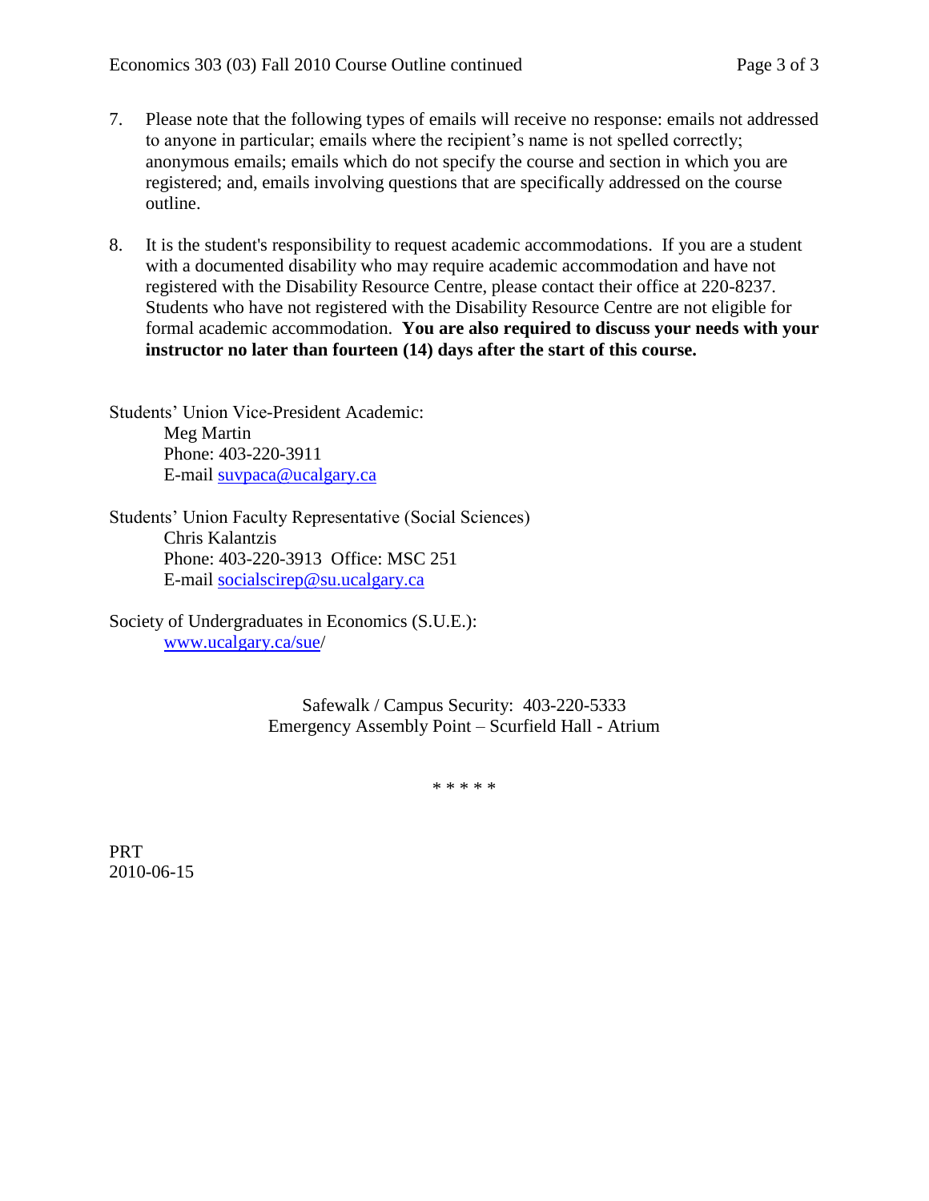7. Please note that the following types of emails will receive no response: emails not addressed to anyone in particular; emails where the recipient's name is not spelled correctly; anonymous emails; emails which do not specify the course and section in which you are registered; and, emails involving questions that are specifically addressed on the course outline.

8. It is the student's responsibility to request academic accommodations. If you are a student with a documented disability who may require academic accommodation and have not registered with the Disability Resource Centre, please contact their office at 220-8237. Students who have not registered with the Disability Resource Centre are not eligible for formal academic accommodation. **You are also required to discuss your needs with your instructor no later than fourteen (14) days after the start of this course.**

Students' Union Vice-President Academic:
Meg Martin
Phone: 403-220-3911
E-mail suvpaca@ucalgary.ca

Students' Union Faculty Representative (Social Sciences)
Chris Kalantzis
Phone: 403-220-3913 Office: MSC 251
E-mail socialscirep@su.ucalgary.ca

Society of Undergraduates in Economics (S.U.E.):
www.ucalgary.ca/sue/

Safewalk / Campus Security: 403-220-5333
Emergency Assembly Point – Scurfield Hall - Atrium

* * * * *

PRT
2010-06-15